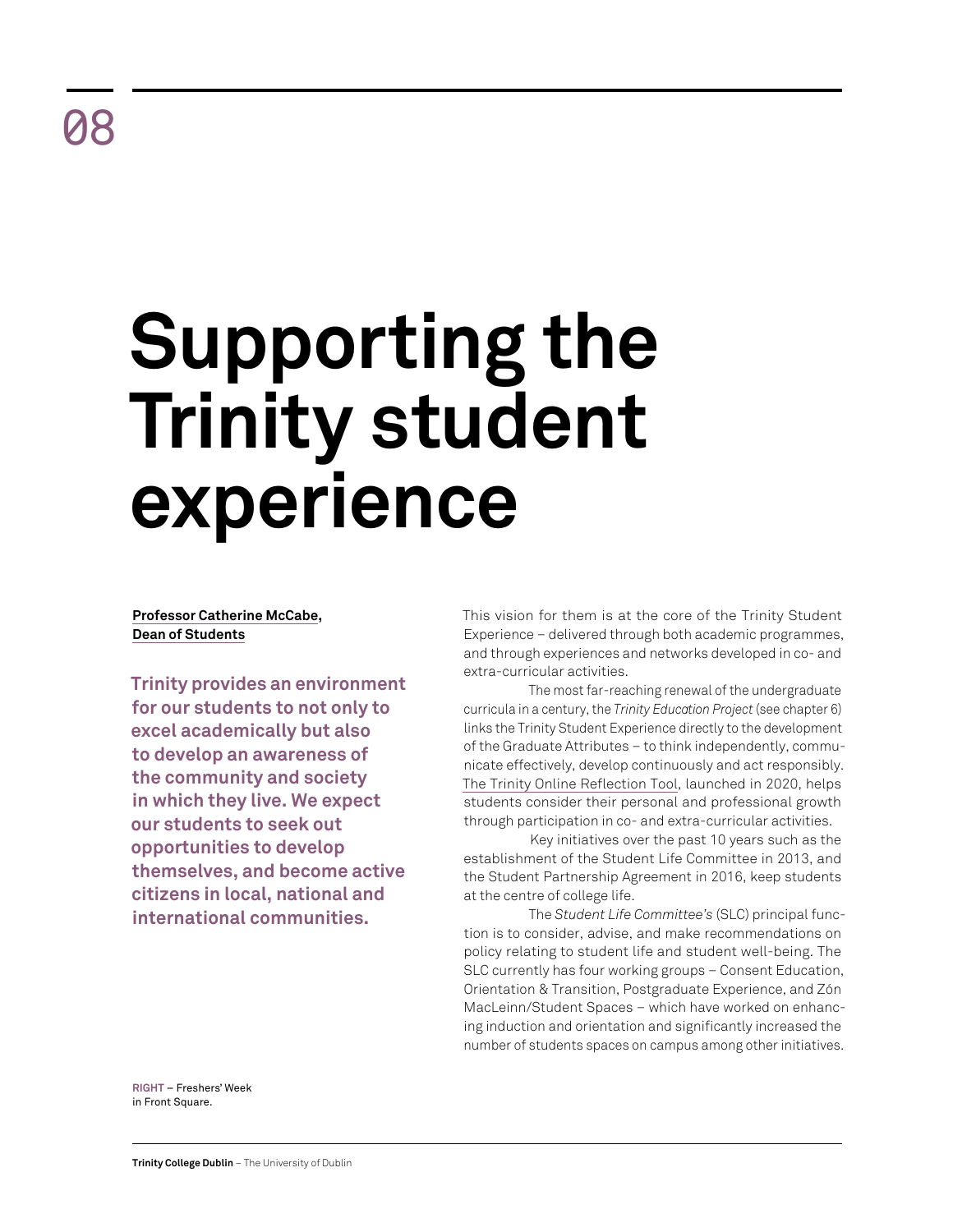08

# Supporting the Trinity student experience

**Professor Catherine McCabe, Dean of Students**

**Trinity provides an environment for our students to not only to excel academically but also to develop an awareness of the community and society in which they live. We expect our students to seek out opportunities to develop themselves, and become active citizens in local, national and international communities.**

This vision for them is at the core of the Trinity Student Experience – delivered through both academic programmes, and through experiences and networks developed in co- and extra-curricular activities.

The most far-reaching renewal of the undergraduate curricula in a century, the *Trinity Education Project* (see chapter 6) links the Trinity Student Experience directly to the development of the Graduate Attributes – to think independently, communicate effectively, develop continuously and act responsibly. The Trinity Online Reflection Tool, launched in 2020, helps students consider their personal and professional growth through participation in co- and extra-curricular activities.

Key initiatives over the past 10 years such as the establishment of the Student Life Committee in 2013, and the Student Partnership Agreement in 2016, keep students at the centre of college life.

The *Student Life Committee's* (SLC) principal function is to consider, advise, and make recommendations on policy relating to student life and student well-being. The SLC currently has four working groups – Consent Education, Orientation & Transition, Postgraduate Experience, and Zón MacLeinn/Student Spaces – which have worked on enhancing induction and orientation and significantly increased the number of students spaces on campus among other initiatives.

**RIGHT** – Freshers' Week in Front Square.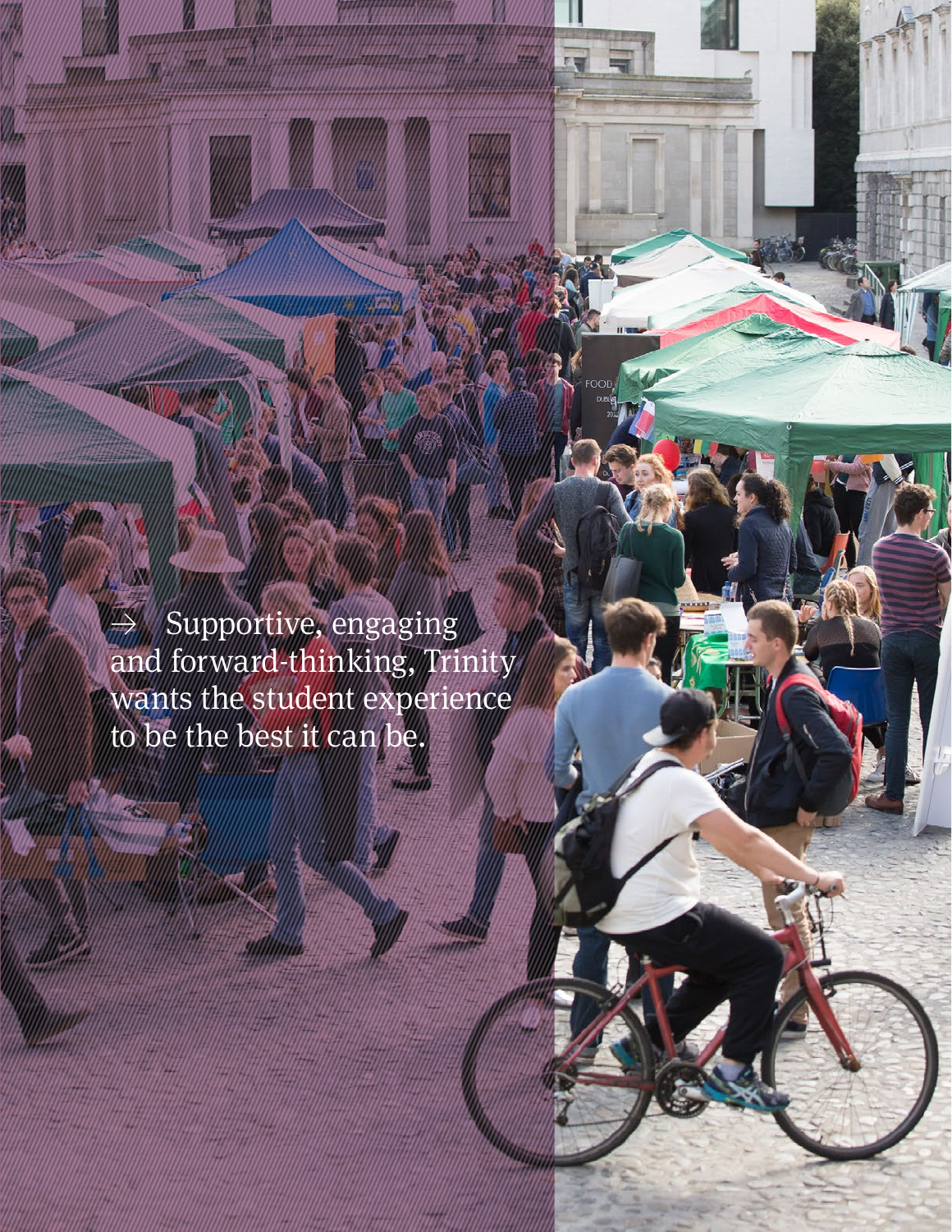→ Supportive, engaging and forward-thinking, Trinity wants the student experience to be the best it can be.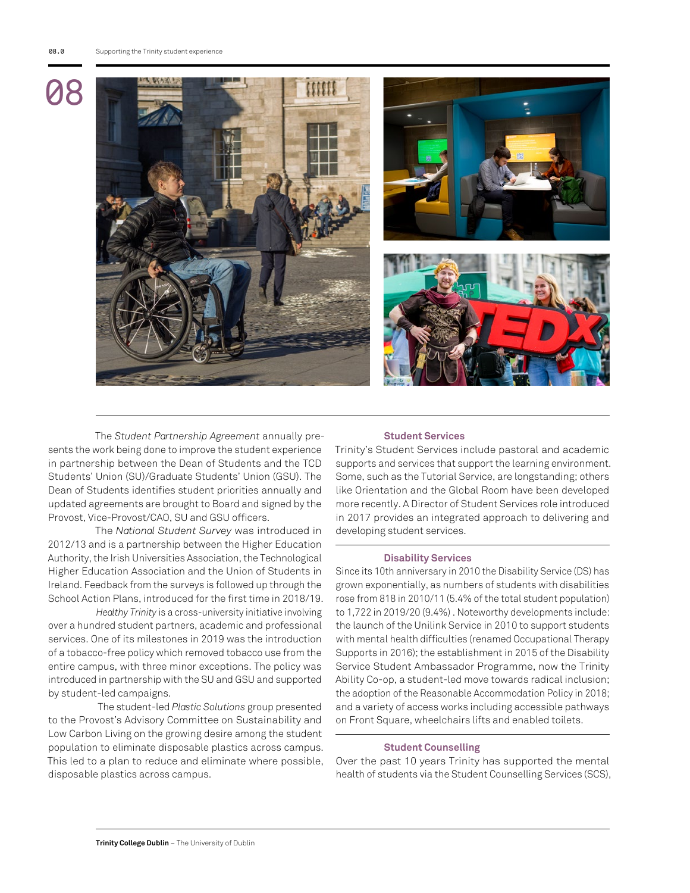# 08

The *Student Partnership Agreement* annually presents the work being done to improve the student experience in partnership between the Dean of Students and the TCD Students' Union (SU)/Graduate Students' Union (GSU). The Dean of Students identifies student priorities annually and updated agreements are brought to Board and signed by the Provost, Vice-Provost/CAO, SU and GSU officers.

The *National Student Survey* was introduced in 2012/13 and is a partnership between the Higher Education Authority, the Irish Universities Association, the Technological Higher Education Association and the Union of Students in Ireland. Feedback from the surveys is followed up through the School Action Plans, introduced for the first time in 2018/19.

*Healthy Trinity* is a cross-university initiative involving over a hundred student partners, academic and professional services. One of its milestones in 2019 was the introduction of a tobacco-free policy which removed tobacco use from the entire campus, with three minor exceptions. The policy was introduced in partnership with the SU and GSU and supported by student-led campaigns.

The student-led *Plastic Solutions* group presented to the Provost's Advisory Committee on Sustainability and Low Carbon Living on the growing desire among the student population to eliminate disposable plastics across campus. This led to a plan to reduce and eliminate where possible, disposable plastics across campus.

### Student Services

Trinity's Student Services include pastoral and academic supports and services that support the learning environment. Some, such as the Tutorial Service, are longstanding; others like Orientation and the Global Room have been developed more recently. A Director of Student Services role introduced in 2017 provides an integrated approach to delivering and developing student services.

### Disability Services

Since its 10th anniversary in 2010 the Disability Service (DS) has grown exponentially, as numbers of students with disabilities rose from 818 in 2010/11 (5.4% of the total student population) to 1,722 in 2019/20 (9.4%) . Noteworthy developments include: the launch of the Unilink Service in 2010 to support students with mental health difficulties (renamed Occupational Therapy Supports in 2016); the establishment in 2015 of the Disability Service Student Ambassador Programme, now the Trinity Ability Co-op, a student-led move towards radical inclusion; the adoption of the Reasonable Accommodation Policy in 2018; and a variety of access works including accessible pathways on Front Square, wheelchairs lifts and enabled toilets.

### Student Counselling

Over the past 10 years Trinity has supported the mental health of students via the Student Counselling Services (SCS),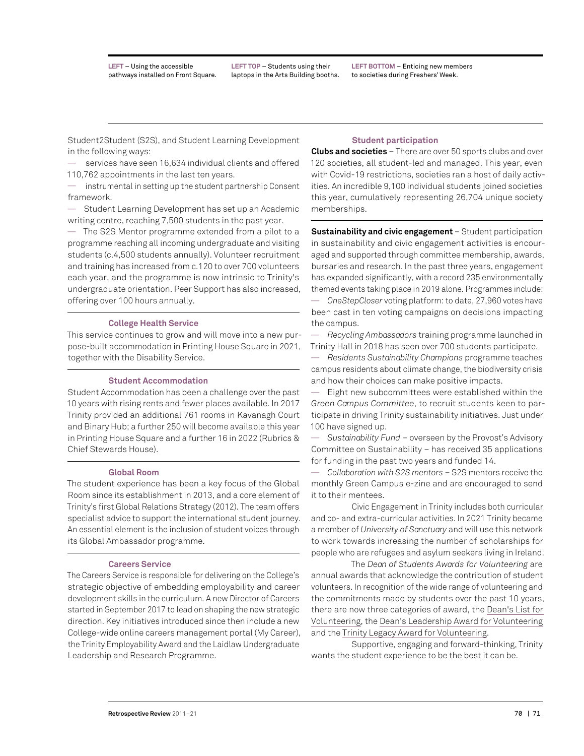**LEFT** – Using the accessible pathways installed on Front Square.

**LEFT TOP** – Students using their laptops in the Arts Building booths.

**LEFT BOTTOM** – Enticing new members to societies during Freshers' Week.

Student2Student (S2S), and Student Learning Development in the following ways:

— services have seen 16,634 individual clients and offered 110,762 appointments in the last ten years.

— instrumental in setting up the student partnership Consent framework.

— Student Learning Development has set up an Academic writing centre, reaching 7,500 students in the past year.

— The S2S Mentor programme extended from a pilot to a programme reaching all incoming undergraduate and visiting students (c.4,500 students annually). Volunteer recruitment and training has increased from c.120 to over 700 volunteers each year, and the programme is now intrinsic to Trinity's undergraduate orientation. Peer Support has also increased, offering over 100 hours annually.

### College Health Service

This service continues to grow and will move into a new purpose-built accommodation in Printing House Square in 2021, together with the Disability Service.

### Student Accommodation

Student Accommodation has been a challenge over the past 10 years with rising rents and fewer places available. In 2017 Trinity provided an additional 761 rooms in Kavanagh Court and Binary Hub; a further 250 will become available this year in Printing House Square and a further 16 in 2022 (Rubrics & Chief Stewards House).

### Global Room

The student experience has been a key focus of the Global Room since its establishment in 2013, and a core element of Trinity's first Global Relations Strategy (2012). The team offers specialist advice to support the international student journey. An essential element is the inclusion of student voices through its Global Ambassador programme.

### Careers Service

The Careers Service is responsible for delivering on the College's strategic objective of embedding employability and career development skills in the curriculum. A new Director of Careers started in September 2017 to lead on shaping the new strategic direction. Key initiatives introduced since then include a new College-wide online careers management portal (My Career), the Trinity Employability Award and the Laidlaw Undergraduate Leadership and Research Programme.

### Student participation

**Clubs and societies** – There are over 50 sports clubs and over 120 societies, all student-led and managed. This year, even with Covid-19 restrictions, societies ran a host of daily activities. An incredible 9,100 individual students joined societies this year, cumulatively representing 26,704 unique society memberships.

**Sustainability and civic engagement** – Student participation in sustainability and civic engagement activities is encouraged and supported through committee membership, awards, bursaries and research. In the past three years, engagement has expanded significantly, with a record 235 environmentally themed events taking place in 2019 alone. Programmes include:

— *OneStepCloser* voting platform: to date, 27,960 votes have been cast in ten voting campaigns on decisions impacting the campus.

— *Recycling Ambassadors* training programme launched in Trinity Hall in 2018 has seen over 700 students participate.

— *Residents Sustainability Champions* programme teaches campus residents about climate change, the biodiversity crisis and how their choices can make positive impacts.

— Eight new subcommittees were established within the *Green Campus Committee*, to recruit students keen to participate in driving Trinity sustainability initiatives. Just under 100 have signed up.

— *Sustainability Fund* – overseen by the Provost's Advisory Committee on Sustainability – has received 35 applications for funding in the past two years and funded 14.

— *Collaboration with S2S mentors* – S2S mentors receive the monthly Green Campus e-zine and are encouraged to send it to their mentees.

Civic Engagement in Trinity includes both curricular and co- and extra-curricular activities. In 2021 Trinity became a member of *University of Sanctuary* and will use this network to work towards increasing the number of scholarships for people who are refugees and asylum seekers living in Ireland.

The *Dean of Students Awards for Volunteering* are annual awards that acknowledge the contribution of student volunteers. In recognition of the wide range of volunteering and the commitments made by students over the past 10 years, there are now three categories of award, the Dean's List for Volunteering, the Dean's Leadership Award for Volunteering and the Trinity Legacy Award for Volunteering.

Supportive, engaging and forward-thinking, Trinity wants the student experience to be the best it can be.